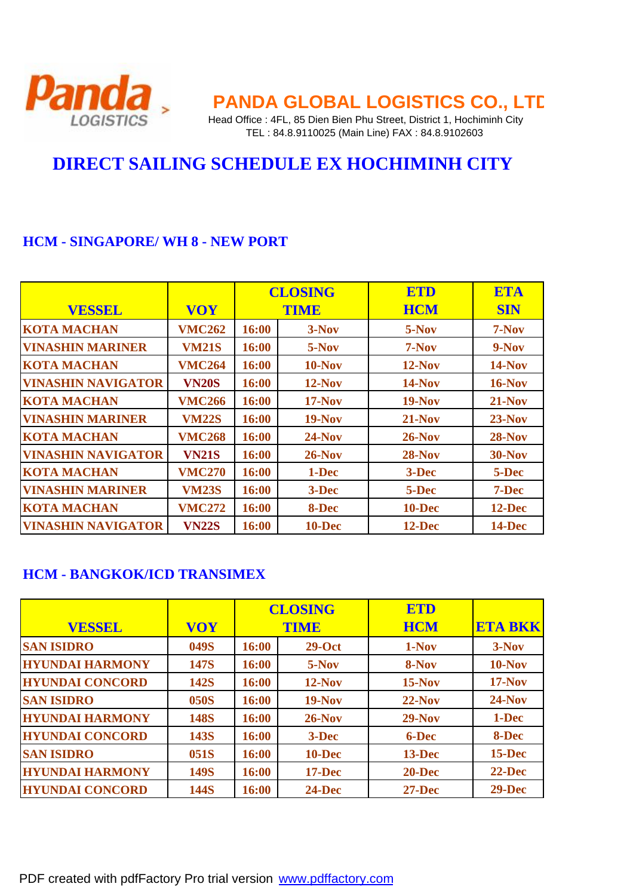# PANDA GLOBAL LOGISTICS CO., LTD

Head Office : 4FL, 85 Dien Bien Phu Street, District 1, Hochiminh City
TEL : 84.8.9110025 (Main Line) FAX : 84.8.9102603

## DIRECT SAILING SCHEDULE EX HOCHIMINH CITY

### HCM - SINGAPORE/ WH 8 - NEW PORT

| VESSEL | VOY | CLOSING TIME | | ETD HCM | ETA SIN |
|---|---|---|---|---|---|
| KOTA MACHAN | VMC262 | 16:00 | 3-Nov | 5-Nov | 7-Nov |
| VINASHIN MARINER | VM21S | 16:00 | 5-Nov | 7-Nov | 9-Nov |
| KOTA MACHAN | VMC264 | 16:00 | 10-Nov | 12-Nov | 14-Nov |
| VINASHIN NAVIGATOR | VN20S | 16:00 | 12-Nov | 14-Nov | 16-Nov |
| KOTA MACHAN | VMC266 | 16:00 | 17-Nov | 19-Nov | 21-Nov |
| VINASHIN MARINER | VM22S | 16:00 | 19-Nov | 21-Nov | 23-Nov |
| KOTA MACHAN | VMC268 | 16:00 | 24-Nov | 26-Nov | 28-Nov |
| VINASHIN NAVIGATOR | VN21S | 16:00 | 26-Nov | 28-Nov | 30-Nov |
| KOTA MACHAN | VMC270 | 16:00 | 1-Dec | 3-Dec | 5-Dec |
| VINASHIN MARINER | VM23S | 16:00 | 3-Dec | 5-Dec | 7-Dec |
| KOTA MACHAN | VMC272 | 16:00 | 8-Dec | 10-Dec | 12-Dec |
| VINASHIN NAVIGATOR | VN22S | 16:00 | 10-Dec | 12-Dec | 14-Dec |

### HCM - BANGKOK/ICD TRANSIMEX

| VESSEL | VOY | CLOSING TIME | | ETD HCM | ETA BKK |
|---|---|---|---|---|---|
| SAN ISIDRO | 049S | 16:00 | 29-Oct | 1-Nov | 3-Nov |
| HYUNDAI HARMONY | 147S | 16:00 | 5-Nov | 8-Nov | 10-Nov |
| HYUNDAI CONCORD | 142S | 16:00 | 12-Nov | 15-Nov | 17-Nov |
| SAN ISIDRO | 050S | 16:00 | 19-Nov | 22-Nov | 24-Nov |
| HYUNDAI HARMONY | 148S | 16:00 | 26-Nov | 29-Nov | 1-Dec |
| HYUNDAI CONCORD | 143S | 16:00 | 3-Dec | 6-Dec | 8-Dec |
| SAN ISIDRO | 051S | 16:00 | 10-Dec | 13-Dec | 15-Dec |
| HYUNDAI HARMONY | 149S | 16:00 | 17-Dec | 20-Dec | 22-Dec |
| HYUNDAI CONCORD | 144S | 16:00 | 24-Dec | 27-Dec | 29-Dec |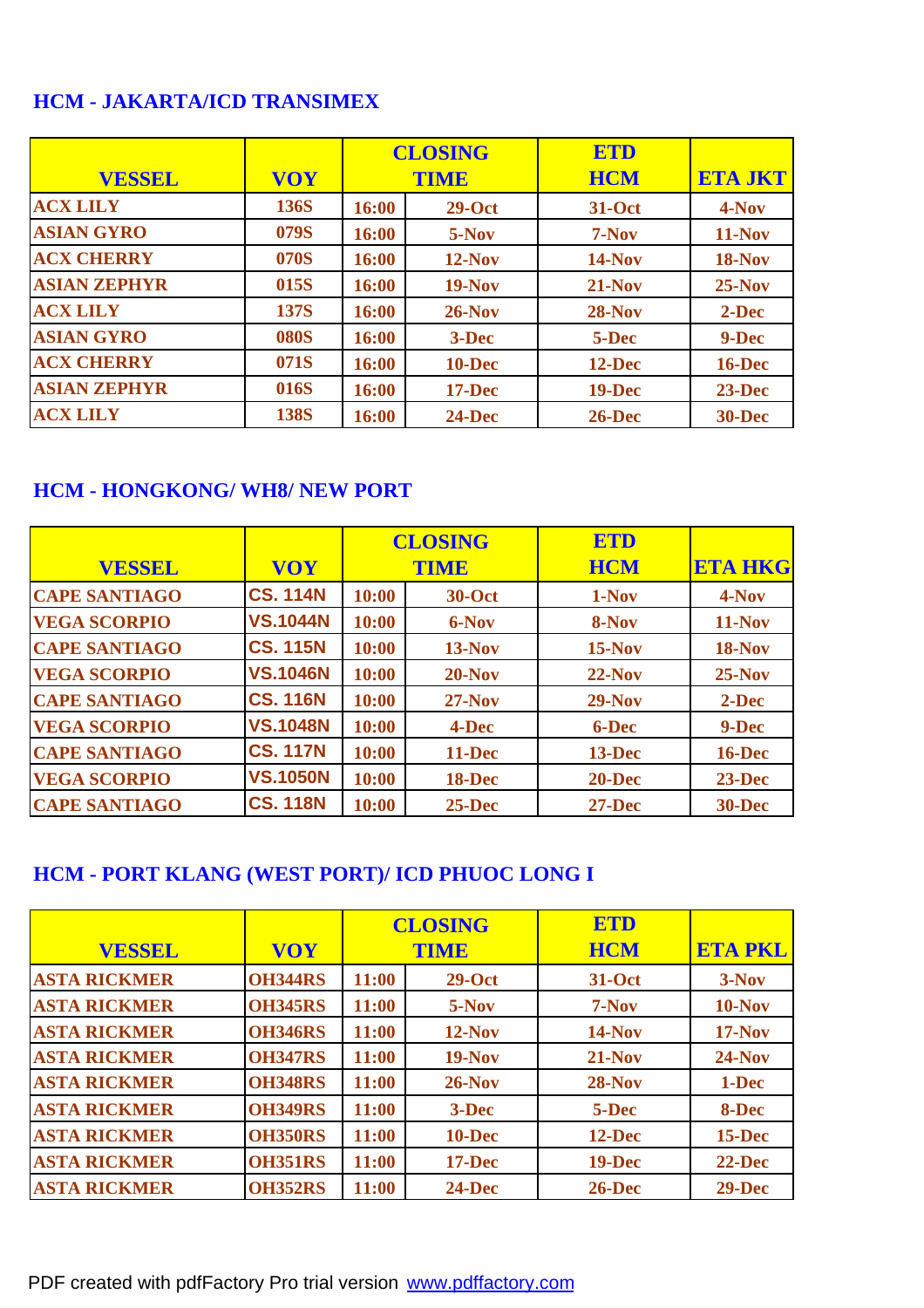## HCM - JAKARTA/ICD TRANSIMEX

| VESSEL | VOY | CLOSING TIME | | ETD HCM | ETA JKT |
|---|---|---|---|---|---|
| ACX LILY | 136S | 16:00 | 29-Oct | 31-Oct | 4-Nov |
| ASIAN GYRO | 079S | 16:00 | 5-Nov | 7-Nov | 11-Nov |
| ACX CHERRY | 070S | 16:00 | 12-Nov | 14-Nov | 18-Nov |
| ASIAN ZEPHYR | 015S | 16:00 | 19-Nov | 21-Nov | 25-Nov |
| ACX LILY | 137S | 16:00 | 26-Nov | 28-Nov | 2-Dec |
| ASIAN GYRO | 080S | 16:00 | 3-Dec | 5-Dec | 9-Dec |
| ACX CHERRY | 071S | 16:00 | 10-Dec | 12-Dec | 16-Dec |
| ASIAN ZEPHYR | 016S | 16:00 | 17-Dec | 19-Dec | 23-Dec |
| ACX LILY | 138S | 16:00 | 24-Dec | 26-Dec | 30-Dec |

## HCM - HONGKONG/ WH8/ NEW PORT

| VESSEL | VOY | CLOSING TIME | | ETD HCM | ETA HKG |
|---|---|---|---|---|---|
| CAPE SANTIAGO | CS. 114N | 10:00 | 30-Oct | 1-Nov | 4-Nov |
| VEGA SCORPIO | VS.1044N | 10:00 | 6-Nov | 8-Nov | 11-Nov |
| CAPE SANTIAGO | CS. 115N | 10:00 | 13-Nov | 15-Nov | 18-Nov |
| VEGA SCORPIO | VS.1046N | 10:00 | 20-Nov | 22-Nov | 25-Nov |
| CAPE SANTIAGO | CS. 116N | 10:00 | 27-Nov | 29-Nov | 2-Dec |
| VEGA SCORPIO | VS.1048N | 10:00 | 4-Dec | 6-Dec | 9-Dec |
| CAPE SANTIAGO | CS. 117N | 10:00 | 11-Dec | 13-Dec | 16-Dec |
| VEGA SCORPIO | VS.1050N | 10:00 | 18-Dec | 20-Dec | 23-Dec |
| CAPE SANTIAGO | CS. 118N | 10:00 | 25-Dec | 27-Dec | 30-Dec |

## HCM - PORT KLANG (WEST PORT)/ ICD PHUOC LONG I

| VESSEL | VOY | CLOSING TIME | | ETD HCM | ETA PKL |
|---|---|---|---|---|---|
| ASTA RICKMER | OH344RS | 11:00 | 29-Oct | 31-Oct | 3-Nov |
| ASTA RICKMER | OH345RS | 11:00 | 5-Nov | 7-Nov | 10-Nov |
| ASTA RICKMER | OH346RS | 11:00 | 12-Nov | 14-Nov | 17-Nov |
| ASTA RICKMER | OH347RS | 11:00 | 19-Nov | 21-Nov | 24-Nov |
| ASTA RICKMER | OH348RS | 11:00 | 26-Nov | 28-Nov | 1-Dec |
| ASTA RICKMER | OH349RS | 11:00 | 3-Dec | 5-Dec | 8-Dec |
| ASTA RICKMER | OH350RS | 11:00 | 10-Dec | 12-Dec | 15-Dec |
| ASTA RICKMER | OH351RS | 11:00 | 17-Dec | 19-Dec | 22-Dec |
| ASTA RICKMER | OH352RS | 11:00 | 24-Dec | 26-Dec | 29-Dec |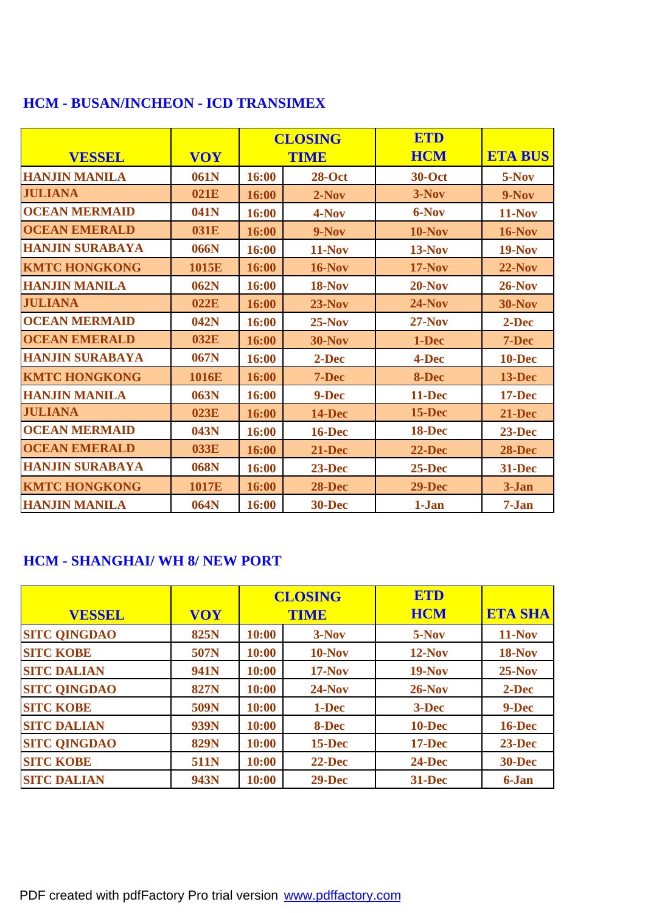## HCM - BUSAN/INCHEON - ICD TRANSIMEX

| VESSEL | VOY | CLOSING TIME | | ETD HCM | ETA BUS |
|---|---|---|---|---|---|
| HANJIN MANILA | 061N | 16:00 | 28-Oct | 30-Oct | 5-Nov |
| JULIANA | 021E | 16:00 | 2-Nov | 3-Nov | 9-Nov |
| OCEAN MERMAID | 041N | 16:00 | 4-Nov | 6-Nov | 11-Nov |
| OCEAN EMERALD | 031E | 16:00 | 9-Nov | 10-Nov | 16-Nov |
| HANJIN SURABAYA | 066N | 16:00 | 11-Nov | 13-Nov | 19-Nov |
| KMTC HONGKONG | 1015E | 16:00 | 16-Nov | 17-Nov | 22-Nov |
| HANJIN MANILA | 062N | 16:00 | 18-Nov | 20-Nov | 26-Nov |
| JULIANA | 022E | 16:00 | 23-Nov | 24-Nov | 30-Nov |
| OCEAN MERMAID | 042N | 16:00 | 25-Nov | 27-Nov | 2-Dec |
| OCEAN EMERALD | 032E | 16:00 | 30-Nov | 1-Dec | 7-Dec |
| HANJIN SURABAYA | 067N | 16:00 | 2-Dec | 4-Dec | 10-Dec |
| KMTC HONGKONG | 1016E | 16:00 | 7-Dec | 8-Dec | 13-Dec |
| HANJIN MANILA | 063N | 16:00 | 9-Dec | 11-Dec | 17-Dec |
| JULIANA | 023E | 16:00 | 14-Dec | 15-Dec | 21-Dec |
| OCEAN MERMAID | 043N | 16:00 | 16-Dec | 18-Dec | 23-Dec |
| OCEAN EMERALD | 033E | 16:00 | 21-Dec | 22-Dec | 28-Dec |
| HANJIN SURABAYA | 068N | 16:00 | 23-Dec | 25-Dec | 31-Dec |
| KMTC HONGKONG | 1017E | 16:00 | 28-Dec | 29-Dec | 3-Jan |
| HANJIN MANILA | 064N | 16:00 | 30-Dec | 1-Jan | 7-Jan |

## HCM - SHANGHAI/ WH 8/ NEW PORT

| VESSEL | VOY | CLOSING TIME | | ETD HCM | ETA SHA |
|---|---|---|---|---|---|
| SITC QINGDAO | 825N | 10:00 | 3-Nov | 5-Nov | 11-Nov |
| SITC KOBE | 507N | 10:00 | 10-Nov | 12-Nov | 18-Nov |
| SITC DALIAN | 941N | 10:00 | 17-Nov | 19-Nov | 25-Nov |
| SITC QINGDAO | 827N | 10:00 | 24-Nov | 26-Nov | 2-Dec |
| SITC KOBE | 509N | 10:00 | 1-Dec | 3-Dec | 9-Dec |
| SITC DALIAN | 939N | 10:00 | 8-Dec | 10-Dec | 16-Dec |
| SITC QINGDAO | 829N | 10:00 | 15-Dec | 17-Dec | 23-Dec |
| SITC KOBE | 511N | 10:00 | 22-Dec | 24-Dec | 30-Dec |
| SITC DALIAN | 943N | 10:00 | 29-Dec | 31-Dec | 6-Jan |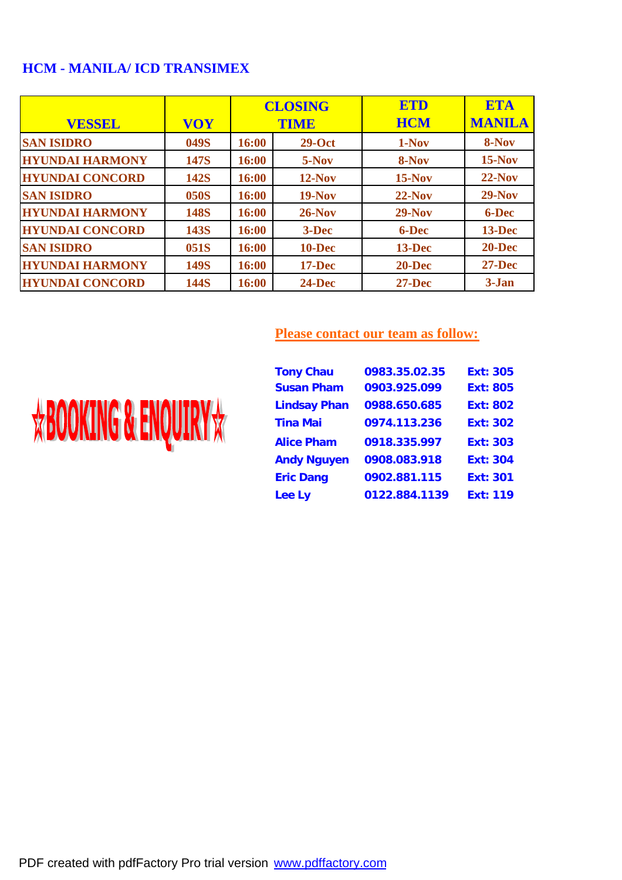## HCM - MANILA/ ICD TRANSIMEX

| VESSEL | VOY | CLOSING TIME | | ETD HCM | ETA MANILA |
|---|---|---|---|---|---|
| SAN ISIDRO | 049S | 16:00 | 29-Oct | 1-Nov | 8-Nov |
| HYUNDAI HARMONY | 147S | 16:00 | 5-Nov | 8-Nov | 15-Nov |
| HYUNDAI CONCORD | 142S | 16:00 | 12-Nov | 15-Nov | 22-Nov |
| SAN ISIDRO | 050S | 16:00 | 19-Nov | 22-Nov | 29-Nov |
| HYUNDAI HARMONY | 148S | 16:00 | 26-Nov | 29-Nov | 6-Dec |
| HYUNDAI CONCORD | 143S | 16:00 | 3-Dec | 6-Dec | 13-Dec |
| SAN ISIDRO | 051S | 16:00 | 10-Dec | 13-Dec | 20-Dec |
| HYUNDAI HARMONY | 149S | 16:00 | 17-Dec | 20-Dec | 27-Dec |
| HYUNDAI CONCORD | 144S | 16:00 | 24-Dec | 27-Dec | 3-Jan |

**☆BOOKING & ENQUIRY☆**

**Please contact our team as follow:**

| | | |
|---|---|---|
| Tony Chau | 0983.35.02.35 | Ext: 305 |
| Susan Pham | 0903.925.099 | Ext: 805 |
| Lindsay Phan | 0988.650.685 | Ext: 802 |
| Tina Mai | 0974.113.236 | Ext: 302 |
| Alice Pham | 0918.335.997 | Ext: 303 |
| Andy Nguyen | 0908.083.918 | Ext: 304 |
| Eric Dang | 0902.881.115 | Ext: 301 |
| Lee Ly | 0122.884.1139 | Ext: 119 |